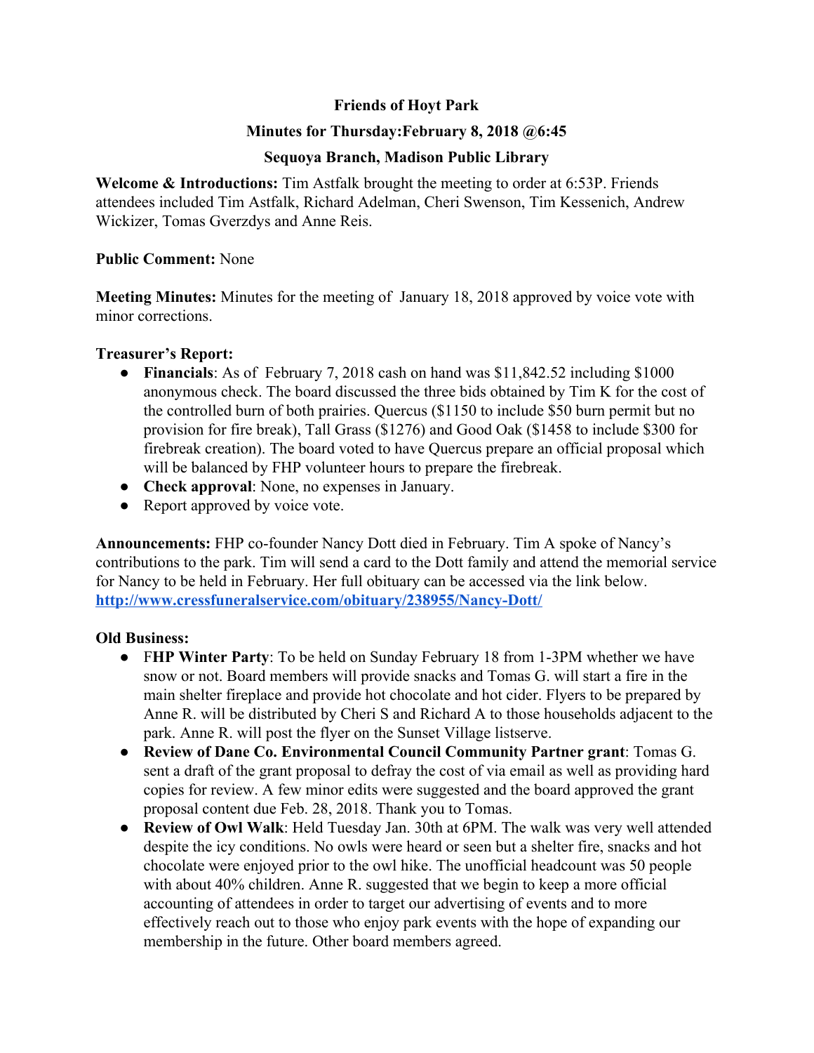**Friends of Hoyt Park**

**Minutes for Thursday:February 8, 2018 @6:45**

**Sequoya Branch, Madison Public Library**

**Welcome & Introductions:** Tim Astfalk brought the meeting to order at 6:53P. Friends attendees included Tim Astfalk, Richard Adelman, Cheri Swenson, Tim Kessenich, Andrew Wickizer, Tomas Gverzdys and Anne Reis.

**Public Comment:** None

**Meeting Minutes:** Minutes for the meeting of January 18, 2018 approved by voice vote with minor corrections.

**Treasurer's Report:**

- **Financials**: As of February 7, 2018 cash on hand was $11,842.52 including $1000 anonymous check. The board discussed the three bids obtained by Tim K for the cost of the controlled burn of both prairies. Quercus ($1150 to include $50 burn permit but no provision for fire break), Tall Grass ($1276) and Good Oak ($1458 to include $300 for firebreak creation). The board voted to have Quercus prepare an official proposal which will be balanced by FHP volunteer hours to prepare the firebreak.
- **Check approval**: None, no expenses in January.
- Report approved by voice vote.

**Announcements:** FHP co-founder Nancy Dott died in February. Tim A spoke of Nancy's contributions to the park. Tim will send a card to the Dott family and attend the memorial service for Nancy to be held in February. Her full obituary can be accessed via the link below.
**http://www.cressfuneralservice.com/obituary/238955/Nancy-Dott/**

**Old Business:**

- F**HP Winter Party**: To be held on Sunday February 18 from 1-3PM whether we have snow or not. Board members will provide snacks and Tomas G. will start a fire in the main shelter fireplace and provide hot chocolate and hot cider. Flyers to be prepared by Anne R. will be distributed by Cheri S and Richard A to those households adjacent to the park. Anne R. will post the flyer on the Sunset Village listserve.
- **Review of Dane Co. Environmental Council Community Partner grant**: Tomas G. sent a draft of the grant proposal to defray the cost of via email as well as providing hard copies for review. A few minor edits were suggested and the board approved the grant proposal content due Feb. 28, 2018. Thank you to Tomas.
- **Review of Owl Walk**: Held Tuesday Jan. 30th at 6PM. The walk was very well attended despite the icy conditions. No owls were heard or seen but a shelter fire, snacks and hot chocolate were enjoyed prior to the owl hike. The unofficial headcount was 50 people with about 40% children. Anne R. suggested that we begin to keep a more official accounting of attendees in order to target our advertising of events and to more effectively reach out to those who enjoy park events with the hope of expanding our membership in the future. Other board members agreed.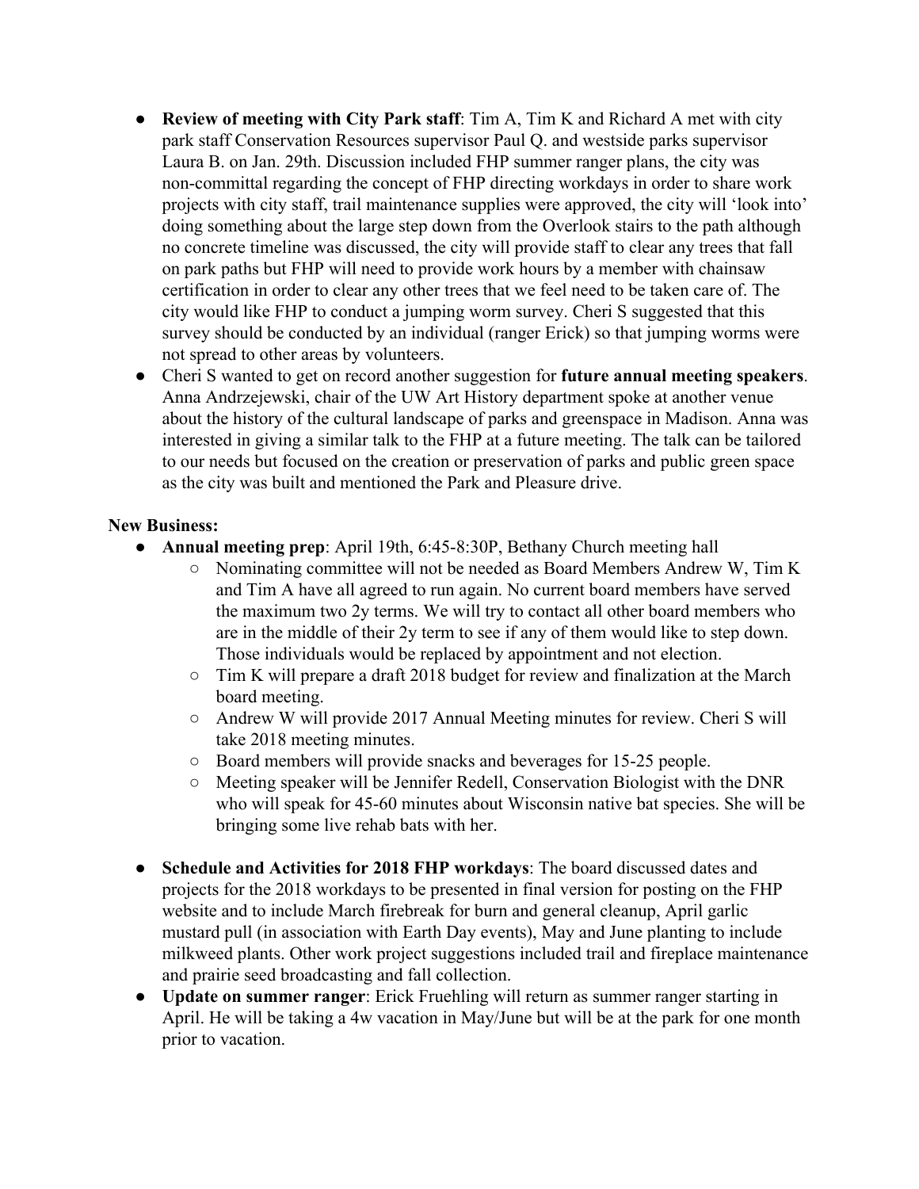- **Review of meeting with City Park staff**: Tim A, Tim K and Richard A met with city park staff Conservation Resources supervisor Paul Q. and westside parks supervisor Laura B. on Jan. 29th. Discussion included FHP summer ranger plans, the city was non-committal regarding the concept of FHP directing workdays in order to share work projects with city staff, trail maintenance supplies were approved, the city will 'look into' doing something about the large step down from the Overlook stairs to the path although no concrete timeline was discussed, the city will provide staff to clear any trees that fall on park paths but FHP will need to provide work hours by a member with chainsaw certification in order to clear any other trees that we feel need to be taken care of. The city would like FHP to conduct a jumping worm survey. Cheri S suggested that this survey should be conducted by an individual (ranger Erick) so that jumping worms were not spread to other areas by volunteers.
- Cheri S wanted to get on record another suggestion for **future annual meeting speakers**. Anna Andrzejewski, chair of the UW Art History department spoke at another venue about the history of the cultural landscape of parks and greenspace in Madison. Anna was interested in giving a similar talk to the FHP at a future meeting. The talk can be tailored to our needs but focused on the creation or preservation of parks and public green space as the city was built and mentioned the Park and Pleasure drive.

**New Business:**

- **Annual meeting prep**: April 19th, 6:45-8:30P, Bethany Church meeting hall
  - Nominating committee will not be needed as Board Members Andrew W, Tim K and Tim A have all agreed to run again. No current board members have served the maximum two 2y terms. We will try to contact all other board members who are in the middle of their 2y term to see if any of them would like to step down. Those individuals would be replaced by appointment and not election.
  - Tim K will prepare a draft 2018 budget for review and finalization at the March board meeting.
  - Andrew W will provide 2017 Annual Meeting minutes for review. Cheri S will take 2018 meeting minutes.
  - Board members will provide snacks and beverages for 15-25 people.
  - Meeting speaker will be Jennifer Redell, Conservation Biologist with the DNR who will speak for 45-60 minutes about Wisconsin native bat species. She will be bringing some live rehab bats with her.

- **Schedule and Activities for 2018 FHP workdays**: The board discussed dates and projects for the 2018 workdays to be presented in final version for posting on the FHP website and to include March firebreak for burn and general cleanup, April garlic mustard pull (in association with Earth Day events), May and June planting to include milkweed plants. Other work project suggestions included trail and fireplace maintenance and prairie seed broadcasting and fall collection.
- **Update on summer ranger**: Erick Fruehling will return as summer ranger starting in April. He will be taking a 4w vacation in May/June but will be at the park for one month prior to vacation.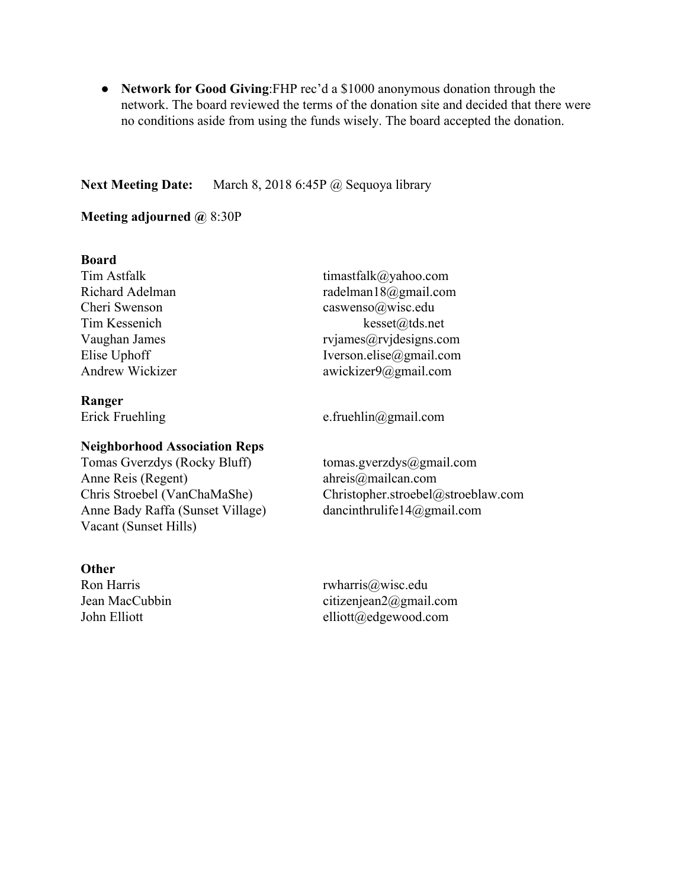- **Network for Good Giving**:FHP rec'd a $1000 anonymous donation through the network. The board reviewed the terms of the donation site and decided that there were no conditions aside from using the funds wisely. The board accepted the donation.

**Next Meeting Date:** March 8, 2018 6:45P @ Sequoya library

**Meeting adjourned @** 8:30P

**Board**

| | |
|---|---|
| Tim Astfalk | timastfalk@yahoo.com |
| Richard Adelman | radelman18@gmail.com |
| Cheri Swenson | caswenso@wisc.edu |
| Tim Kessenich | kesset@tds.net |
| Vaughan James | rvjames@rvjdesigns.com |
| Elise Uphoff | Iverson.elise@gmail.com |
| Andrew Wickizer | awickizer9@gmail.com |

**Ranger**

| | |
|---|---|
| Erick Fruehling | e.fruehlin@gmail.com |

**Neighborhood Association Reps**

| | |
|---|---|
| Tomas Gverzdys (Rocky Bluff) | tomas.gverzdys@gmail.com |
| Anne Reis (Regent) | ahreis@mailcan.com |
| Chris Stroebel (VanChaMaShe) | Christopher.stroebel@stroeblaw.com |
| Anne Bady Raffa (Sunset Village) | dancinthrulife14@gmail.com |
| Vacant (Sunset Hills) | |

**Other**

| | |
|---|---|
| Ron Harris | rwharris@wisc.edu |
| Jean MacCubbin | citizenjean2@gmail.com |
| John Elliott | elliott@edgewood.com |